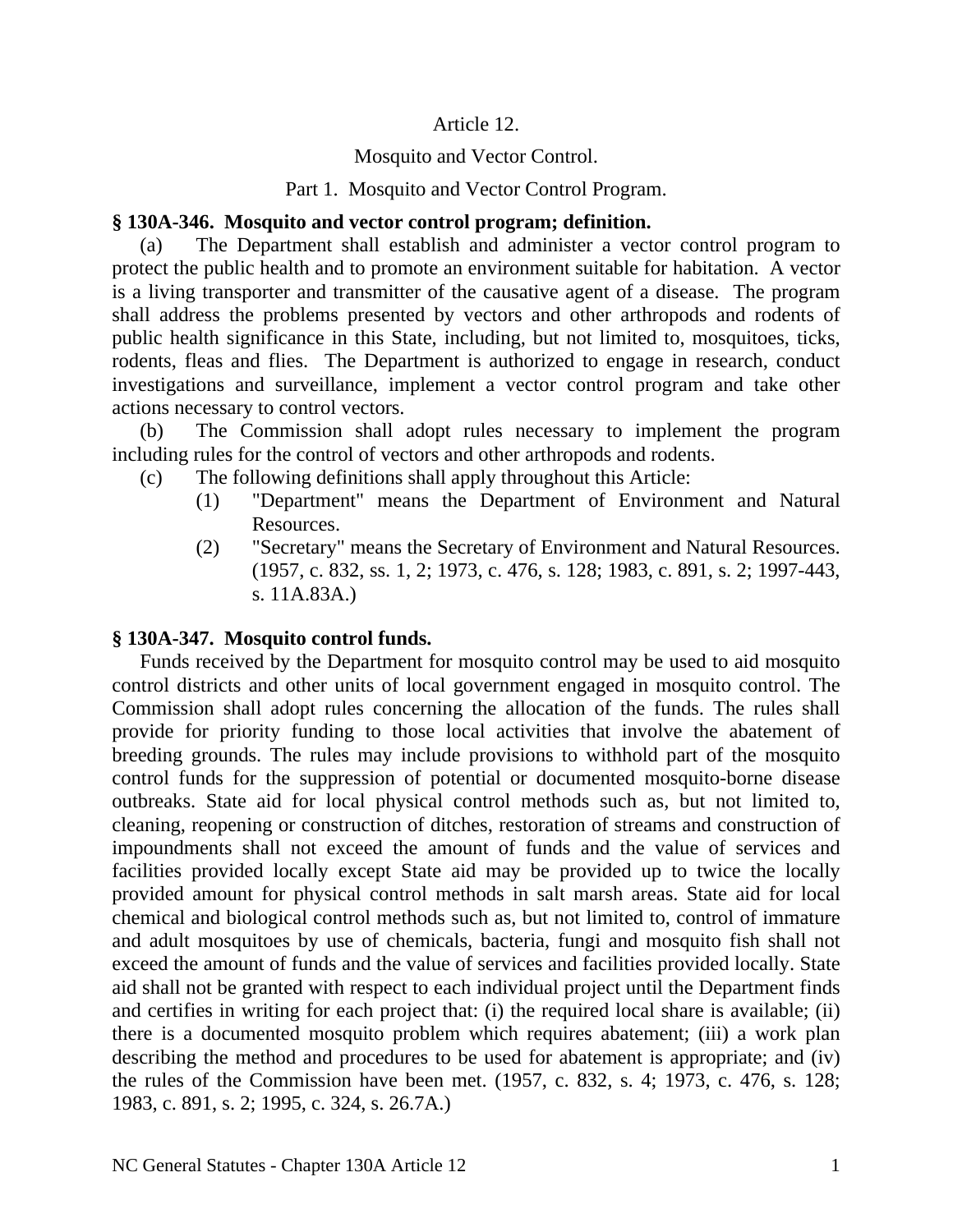# Article 12.

## Mosquito and Vector Control.

### Part 1. Mosquito and Vector Control Program.

**§ 130A-346. Mosquito and vector control program; definition.**

(a) The Department shall establish and administer a vector control program to protect the public health and to promote an environment suitable for habitation. A vector is a living transporter and transmitter of the causative agent of a disease. The program shall address the problems presented by vectors and other arthropods and rodents of public health significance in this State, including, but not limited to, mosquitoes, ticks, rodents, fleas and flies. The Department is authorized to engage in research, conduct investigations and surveillance, implement a vector control program and take other actions necessary to control vectors.

(b) The Commission shall adopt rules necessary to implement the program including rules for the control of vectors and other arthropods and rodents.

(c) The following definitions shall apply throughout this Article:

(1) "Department" means the Department of Environment and Natural Resources.

(2) "Secretary" means the Secretary of Environment and Natural Resources. (1957, c. 832, ss. 1, 2; 1973, c. 476, s. 128; 1983, c. 891, s. 2; 1997-443, s. 11A.83A.)

**§ 130A-347. Mosquito control funds.**

Funds received by the Department for mosquito control may be used to aid mosquito control districts and other units of local government engaged in mosquito control. The Commission shall adopt rules concerning the allocation of the funds. The rules shall provide for priority funding to those local activities that involve the abatement of breeding grounds. The rules may include provisions to withhold part of the mosquito control funds for the suppression of potential or documented mosquito-borne disease outbreaks. State aid for local physical control methods such as, but not limited to, cleaning, reopening or construction of ditches, restoration of streams and construction of impoundments shall not exceed the amount of funds and the value of services and facilities provided locally except State aid may be provided up to twice the locally provided amount for physical control methods in salt marsh areas. State aid for local chemical and biological control methods such as, but not limited to, control of immature and adult mosquitoes by use of chemicals, bacteria, fungi and mosquito fish shall not exceed the amount of funds and the value of services and facilities provided locally. State aid shall not be granted with respect to each individual project until the Department finds and certifies in writing for each project that: (i) the required local share is available; (ii) there is a documented mosquito problem which requires abatement; (iii) a work plan describing the method and procedures to be used for abatement is appropriate; and (iv) the rules of the Commission have been met. (1957, c. 832, s. 4; 1973, c. 476, s. 128; 1983, c. 891, s. 2; 1995, c. 324, s. 26.7A.)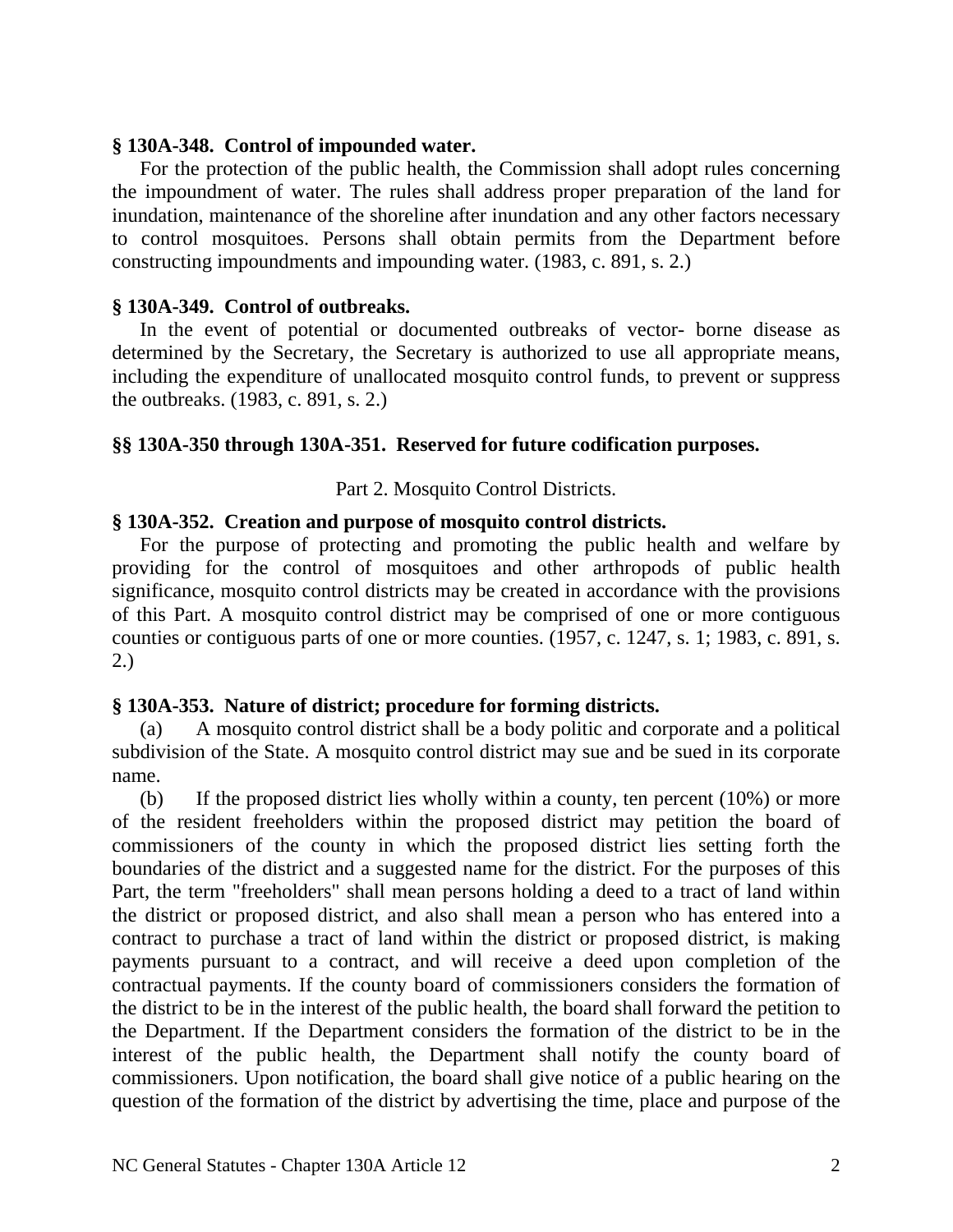**§ 130A-348. Control of impounded water.**

For the protection of the public health, the Commission shall adopt rules concerning the impoundment of water. The rules shall address proper preparation of the land for inundation, maintenance of the shoreline after inundation and any other factors necessary to control mosquitoes. Persons shall obtain permits from the Department before constructing impoundments and impounding water. (1983, c. 891, s. 2.)

**§ 130A-349. Control of outbreaks.**

In the event of potential or documented outbreaks of vector- borne disease as determined by the Secretary, the Secretary is authorized to use all appropriate means, including the expenditure of unallocated mosquito control funds, to prevent or suppress the outbreaks. (1983, c. 891, s. 2.)

**§§ 130A-350 through 130A-351. Reserved for future codification purposes.**

Part 2. Mosquito Control Districts.

**§ 130A-352. Creation and purpose of mosquito control districts.**

For the purpose of protecting and promoting the public health and welfare by providing for the control of mosquitoes and other arthropods of public health significance, mosquito control districts may be created in accordance with the provisions of this Part. A mosquito control district may be comprised of one or more contiguous counties or contiguous parts of one or more counties. (1957, c. 1247, s. 1; 1983, c. 891, s. 2.)

**§ 130A-353. Nature of district; procedure for forming districts.**

(a) A mosquito control district shall be a body politic and corporate and a political subdivision of the State. A mosquito control district may sue and be sued in its corporate name.

(b) If the proposed district lies wholly within a county, ten percent (10%) or more of the resident freeholders within the proposed district may petition the board of commissioners of the county in which the proposed district lies setting forth the boundaries of the district and a suggested name for the district. For the purposes of this Part, the term "freeholders" shall mean persons holding a deed to a tract of land within the district or proposed district, and also shall mean a person who has entered into a contract to purchase a tract of land within the district or proposed district, is making payments pursuant to a contract, and will receive a deed upon completion of the contractual payments. If the county board of commissioners considers the formation of the district to be in the interest of the public health, the board shall forward the petition to the Department. If the Department considers the formation of the district to be in the interest of the public health, the Department shall notify the county board of commissioners. Upon notification, the board shall give notice of a public hearing on the question of the formation of the district by advertising the time, place and purpose of the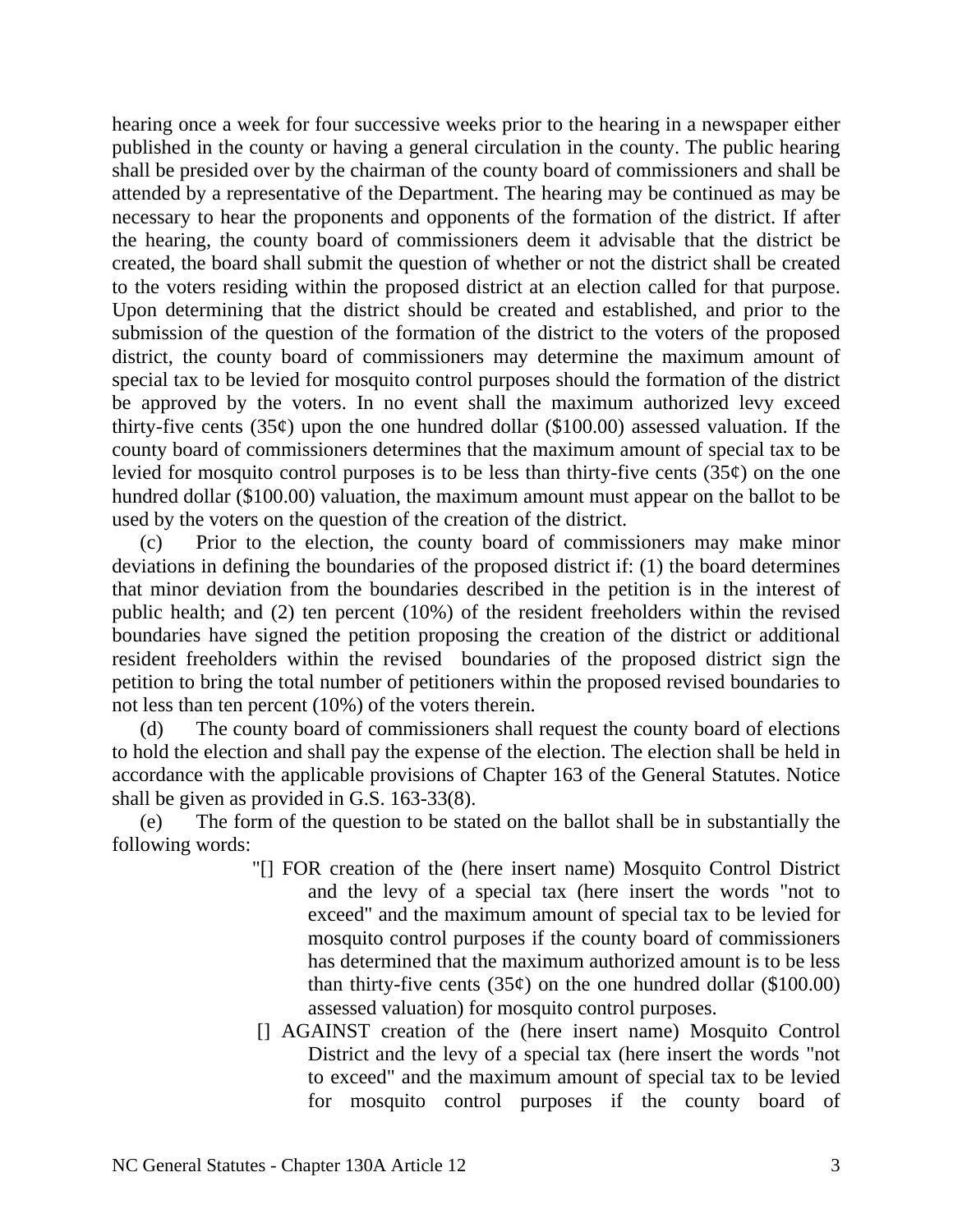hearing once a week for four successive weeks prior to the hearing in a newspaper either published in the county or having a general circulation in the county. The public hearing shall be presided over by the chairman of the county board of commissioners and shall be attended by a representative of the Department. The hearing may be continued as may be necessary to hear the proponents and opponents of the formation of the district. If after the hearing, the county board of commissioners deem it advisable that the district be created, the board shall submit the question of whether or not the district shall be created to the voters residing within the proposed district at an election called for that purpose. Upon determining that the district should be created and established, and prior to the submission of the question of the formation of the district to the voters of the proposed district, the county board of commissioners may determine the maximum amount of special tax to be levied for mosquito control purposes should the formation of the district be approved by the voters. In no event shall the maximum authorized levy exceed thirty-five cents (35¢) upon the one hundred dollar ($100.00) assessed valuation. If the county board of commissioners determines that the maximum amount of special tax to be levied for mosquito control purposes is to be less than thirty-five cents (35¢) on the one hundred dollar ($100.00) valuation, the maximum amount must appear on the ballot to be used by the voters on the question of the creation of the district.

(c) Prior to the election, the county board of commissioners may make minor deviations in defining the boundaries of the proposed district if: (1) the board determines that minor deviation from the boundaries described in the petition is in the interest of public health; and (2) ten percent (10%) of the resident freeholders within the revised boundaries have signed the petition proposing the creation of the district or additional resident freeholders within the revised boundaries of the proposed district sign the petition to bring the total number of petitioners within the proposed revised boundaries to not less than ten percent (10%) of the voters therein.

(d) The county board of commissioners shall request the county board of elections to hold the election and shall pay the expense of the election. The election shall be held in accordance with the applicable provisions of Chapter 163 of the General Statutes. Notice shall be given as provided in G.S. 163-33(8).

(e) The form of the question to be stated on the ballot shall be in substantially the following words:

"[] FOR creation of the (here insert name) Mosquito Control District and the levy of a special tax (here insert the words "not to exceed" and the maximum amount of special tax to be levied for mosquito control purposes if the county board of commissioners has determined that the maximum authorized amount is to be less than thirty-five cents (35¢) on the one hundred dollar ($100.00) assessed valuation) for mosquito control purposes.

[] AGAINST creation of the (here insert name) Mosquito Control District and the levy of a special tax (here insert the words "not to exceed" and the maximum amount of special tax to be levied for mosquito control purposes if the county board of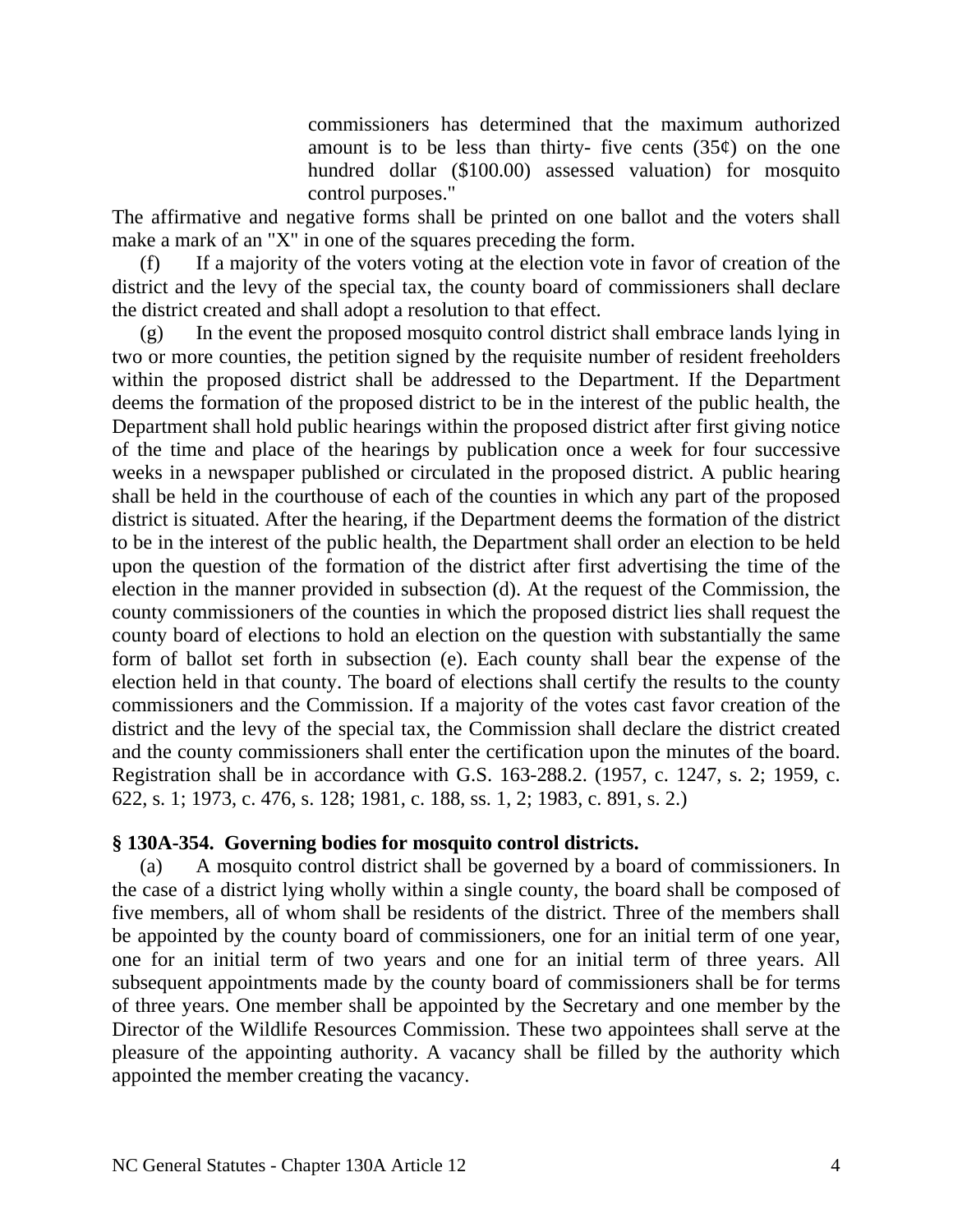commissioners has determined that the maximum authorized amount is to be less than thirty- five cents (35¢) on the one hundred dollar ($100.00) assessed valuation) for mosquito control purposes."

The affirmative and negative forms shall be printed on one ballot and the voters shall make a mark of an "X" in one of the squares preceding the form.

(f) If a majority of the voters voting at the election vote in favor of creation of the district and the levy of the special tax, the county board of commissioners shall declare the district created and shall adopt a resolution to that effect.

(g) In the event the proposed mosquito control district shall embrace lands lying in two or more counties, the petition signed by the requisite number of resident freeholders within the proposed district shall be addressed to the Department. If the Department deems the formation of the proposed district to be in the interest of the public health, the Department shall hold public hearings within the proposed district after first giving notice of the time and place of the hearings by publication once a week for four successive weeks in a newspaper published or circulated in the proposed district. A public hearing shall be held in the courthouse of each of the counties in which any part of the proposed district is situated. After the hearing, if the Department deems the formation of the district to be in the interest of the public health, the Department shall order an election to be held upon the question of the formation of the district after first advertising the time of the election in the manner provided in subsection (d). At the request of the Commission, the county commissioners of the counties in which the proposed district lies shall request the county board of elections to hold an election on the question with substantially the same form of ballot set forth in subsection (e). Each county shall bear the expense of the election held in that county. The board of elections shall certify the results to the county commissioners and the Commission. If a majority of the votes cast favor creation of the district and the levy of the special tax, the Commission shall declare the district created and the county commissioners shall enter the certification upon the minutes of the board. Registration shall be in accordance with G.S. 163-288.2. (1957, c. 1247, s. 2; 1959, c. 622, s. 1; 1973, c. 476, s. 128; 1981, c. 188, ss. 1, 2; 1983, c. 891, s. 2.)

**§ 130A-354. Governing bodies for mosquito control districts.**

(a) A mosquito control district shall be governed by a board of commissioners. In the case of a district lying wholly within a single county, the board shall be composed of five members, all of whom shall be residents of the district. Three of the members shall be appointed by the county board of commissioners, one for an initial term of one year, one for an initial term of two years and one for an initial term of three years. All subsequent appointments made by the county board of commissioners shall be for terms of three years. One member shall be appointed by the Secretary and one member by the Director of the Wildlife Resources Commission. These two appointees shall serve at the pleasure of the appointing authority. A vacancy shall be filled by the authority which appointed the member creating the vacancy.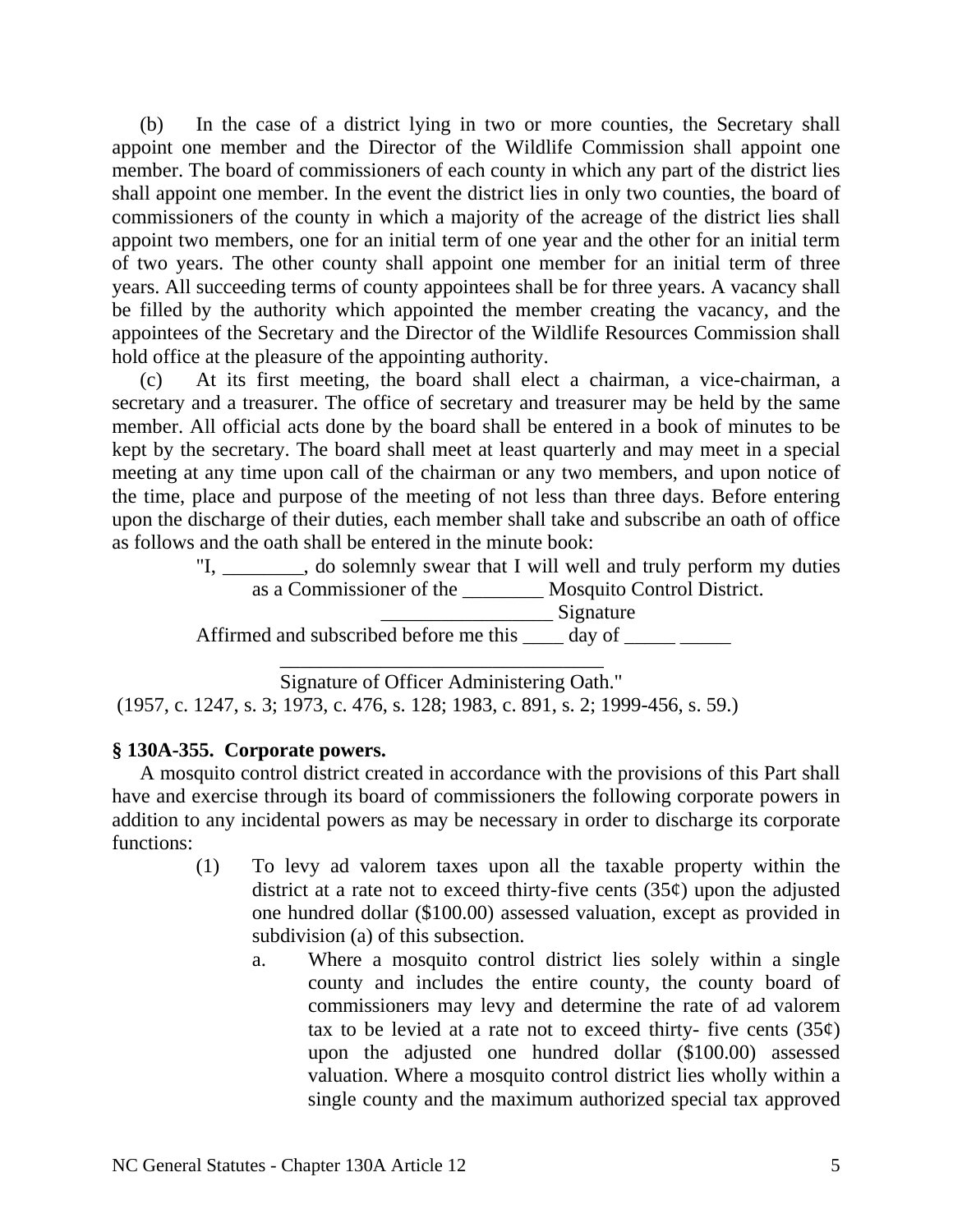(b) In the case of a district lying in two or more counties, the Secretary shall appoint one member and the Director of the Wildlife Commission shall appoint one member. The board of commissioners of each county in which any part of the district lies shall appoint one member. In the event the district lies in only two counties, the board of commissioners of the county in which a majority of the acreage of the district lies shall appoint two members, one for an initial term of one year and the other for an initial term of two years. The other county shall appoint one member for an initial term of three years. All succeeding terms of county appointees shall be for three years. A vacancy shall be filled by the authority which appointed the member creating the vacancy, and the appointees of the Secretary and the Director of the Wildlife Resources Commission shall hold office at the pleasure of the appointing authority.

(c) At its first meeting, the board shall elect a chairman, a vice-chairman, a secretary and a treasurer. The office of secretary and treasurer may be held by the same member. All official acts done by the board shall be entered in a book of minutes to be kept by the secretary. The board shall meet at least quarterly and may meet in a special meeting at any time upon call of the chairman or any two members, and upon notice of the time, place and purpose of the meeting of not less than three days. Before entering upon the discharge of their duties, each member shall take and subscribe an oath of office as follows and the oath shall be entered in the minute book:

"I, ________, do solemnly swear that I will well and truly perform my duties as a Commissioner of the ________ Mosquito Control District.

_________________ Signature

Affirmed and subscribed before me this ____ day of _____ _____

_________________________________

Signature of Officer Administering Oath."

(1957, c. 1247, s. 3; 1973, c. 476, s. 128; 1983, c. 891, s. 2; 1999-456, s. 59.)

**§ 130A-355. Corporate powers.**

A mosquito control district created in accordance with the provisions of this Part shall have and exercise through its board of commissioners the following corporate powers in addition to any incidental powers as may be necessary in order to discharge its corporate functions:

(1) To levy ad valorem taxes upon all the taxable property within the district at a rate not to exceed thirty-five cents (35¢) upon the adjusted one hundred dollar ($100.00) assessed valuation, except as provided in subdivision (a) of this subsection.

a. Where a mosquito control district lies solely within a single county and includes the entire county, the county board of commissioners may levy and determine the rate of ad valorem tax to be levied at a rate not to exceed thirty- five cents (35¢) upon the adjusted one hundred dollar ($100.00) assessed valuation. Where a mosquito control district lies wholly within a single county and the maximum authorized special tax approved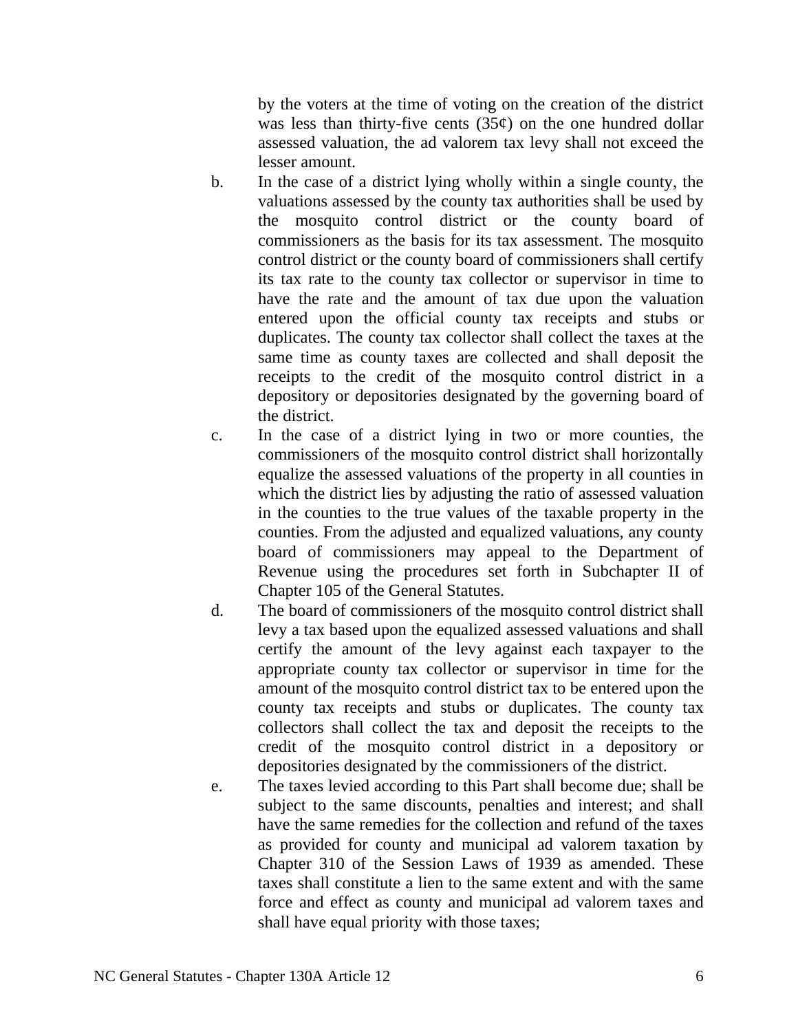by the voters at the time of voting on the creation of the district was less than thirty-five cents (35¢) on the one hundred dollar assessed valuation, the ad valorem tax levy shall not exceed the lesser amount.

b. In the case of a district lying wholly within a single county, the valuations assessed by the county tax authorities shall be used by the mosquito control district or the county board of commissioners as the basis for its tax assessment. The mosquito control district or the county board of commissioners shall certify its tax rate to the county tax collector or supervisor in time to have the rate and the amount of tax due upon the valuation entered upon the official county tax receipts and stubs or duplicates. The county tax collector shall collect the taxes at the same time as county taxes are collected and shall deposit the receipts to the credit of the mosquito control district in a depository or depositories designated by the governing board of the district.

c. In the case of a district lying in two or more counties, the commissioners of the mosquito control district shall horizontally equalize the assessed valuations of the property in all counties in which the district lies by adjusting the ratio of assessed valuation in the counties to the true values of the taxable property in the counties. From the adjusted and equalized valuations, any county board of commissioners may appeal to the Department of Revenue using the procedures set forth in Subchapter II of Chapter 105 of the General Statutes.

d. The board of commissioners of the mosquito control district shall levy a tax based upon the equalized assessed valuations and shall certify the amount of the levy against each taxpayer to the appropriate county tax collector or supervisor in time for the amount of the mosquito control district tax to be entered upon the county tax receipts and stubs or duplicates. The county tax collectors shall collect the tax and deposit the receipts to the credit of the mosquito control district in a depository or depositories designated by the commissioners of the district.

e. The taxes levied according to this Part shall become due; shall be subject to the same discounts, penalties and interest; and shall have the same remedies for the collection and refund of the taxes as provided for county and municipal ad valorem taxation by Chapter 310 of the Session Laws of 1939 as amended. These taxes shall constitute a lien to the same extent and with the same force and effect as county and municipal ad valorem taxes and shall have equal priority with those taxes;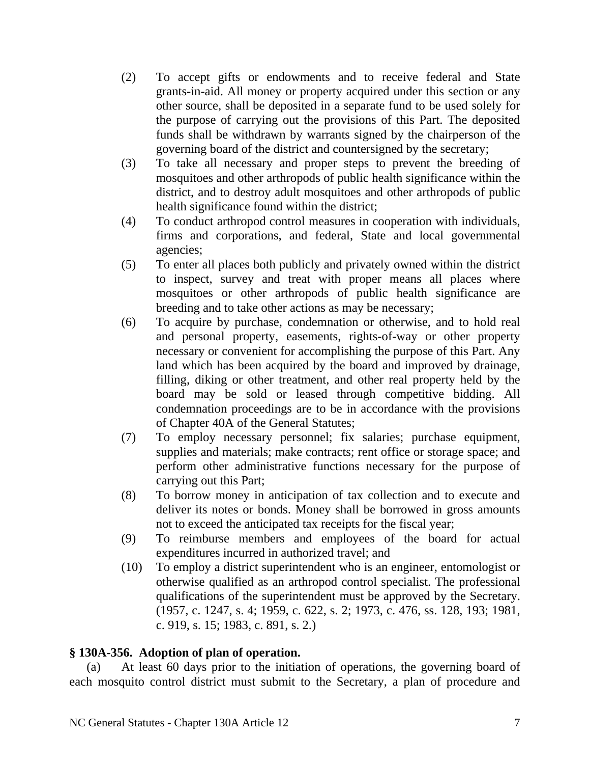(2) To accept gifts or endowments and to receive federal and State grants-in-aid. All money or property acquired under this section or any other source, shall be deposited in a separate fund to be used solely for the purpose of carrying out the provisions of this Part. The deposited funds shall be withdrawn by warrants signed by the chairperson of the governing board of the district and countersigned by the secretary;

(3) To take all necessary and proper steps to prevent the breeding of mosquitoes and other arthropods of public health significance within the district, and to destroy adult mosquitoes and other arthropods of public health significance found within the district;

(4) To conduct arthropod control measures in cooperation with individuals, firms and corporations, and federal, State and local governmental agencies;

(5) To enter all places both publicly and privately owned within the district to inspect, survey and treat with proper means all places where mosquitoes or other arthropods of public health significance are breeding and to take other actions as may be necessary;

(6) To acquire by purchase, condemnation or otherwise, and to hold real and personal property, easements, rights-of-way or other property necessary or convenient for accomplishing the purpose of this Part. Any land which has been acquired by the board and improved by drainage, filling, diking or other treatment, and other real property held by the board may be sold or leased through competitive bidding. All condemnation proceedings are to be in accordance with the provisions of Chapter 40A of the General Statutes;

(7) To employ necessary personnel; fix salaries; purchase equipment, supplies and materials; make contracts; rent office or storage space; and perform other administrative functions necessary for the purpose of carrying out this Part;

(8) To borrow money in anticipation of tax collection and to execute and deliver its notes or bonds. Money shall be borrowed in gross amounts not to exceed the anticipated tax receipts for the fiscal year;

(9) To reimburse members and employees of the board for actual expenditures incurred in authorized travel; and

(10) To employ a district superintendent who is an engineer, entomologist or otherwise qualified as an arthropod control specialist. The professional qualifications of the superintendent must be approved by the Secretary. (1957, c. 1247, s. 4; 1959, c. 622, s. 2; 1973, c. 476, ss. 128, 193; 1981, c. 919, s. 15; 1983, c. 891, s. 2.)

**§ 130A-356. Adoption of plan of operation.**

(a) At least 60 days prior to the initiation of operations, the governing board of each mosquito control district must submit to the Secretary, a plan of procedure and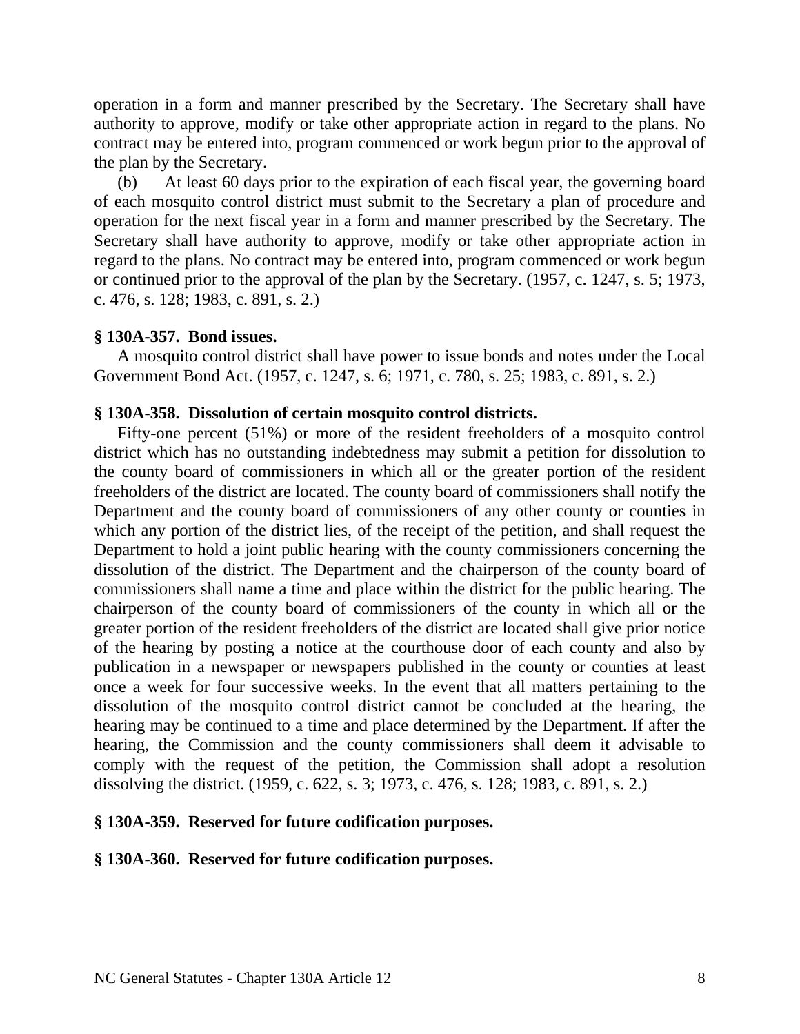operation in a form and manner prescribed by the Secretary. The Secretary shall have authority to approve, modify or take other appropriate action in regard to the plans. No contract may be entered into, program commenced or work begun prior to the approval of the plan by the Secretary.

(b) At least 60 days prior to the expiration of each fiscal year, the governing board of each mosquito control district must submit to the Secretary a plan of procedure and operation for the next fiscal year in a form and manner prescribed by the Secretary. The Secretary shall have authority to approve, modify or take other appropriate action in regard to the plans. No contract may be entered into, program commenced or work begun or continued prior to the approval of the plan by the Secretary. (1957, c. 1247, s. 5; 1973, c. 476, s. 128; 1983, c. 891, s. 2.)

**§ 130A-357. Bond issues.**

A mosquito control district shall have power to issue bonds and notes under the Local Government Bond Act. (1957, c. 1247, s. 6; 1971, c. 780, s. 25; 1983, c. 891, s. 2.)

**§ 130A-358. Dissolution of certain mosquito control districts.**

Fifty-one percent (51%) or more of the resident freeholders of a mosquito control district which has no outstanding indebtedness may submit a petition for dissolution to the county board of commissioners in which all or the greater portion of the resident freeholders of the district are located. The county board of commissioners shall notify the Department and the county board of commissioners of any other county or counties in which any portion of the district lies, of the receipt of the petition, and shall request the Department to hold a joint public hearing with the county commissioners concerning the dissolution of the district. The Department and the chairperson of the county board of commissioners shall name a time and place within the district for the public hearing. The chairperson of the county board of commissioners of the county in which all or the greater portion of the resident freeholders of the district are located shall give prior notice of the hearing by posting a notice at the courthouse door of each county and also by publication in a newspaper or newspapers published in the county or counties at least once a week for four successive weeks. In the event that all matters pertaining to the dissolution of the mosquito control district cannot be concluded at the hearing, the hearing may be continued to a time and place determined by the Department. If after the hearing, the Commission and the county commissioners shall deem it advisable to comply with the request of the petition, the Commission shall adopt a resolution dissolving the district. (1959, c. 622, s. 3; 1973, c. 476, s. 128; 1983, c. 891, s. 2.)

**§ 130A-359. Reserved for future codification purposes.**

**§ 130A-360. Reserved for future codification purposes.**